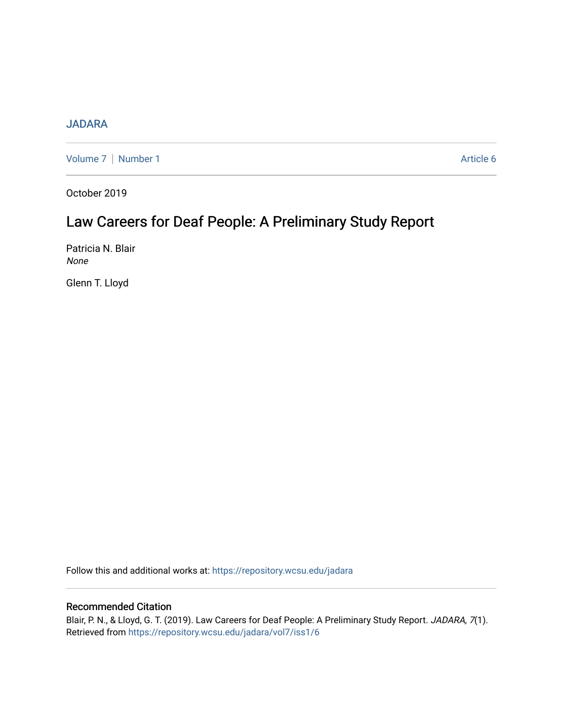JADARA

Volume 7 | Number 1 Article 6

October 2019

# Law Careers for Deaf People: A Preliminary Study Report

Patricia N. Blair
*None*

Glenn T. Lloyd

Follow this and additional works at: https://repository.wcsu.edu/jadara

## Recommended Citation

Blair, P. N., & Lloyd, G. T. (2019). Law Careers for Deaf People: A Preliminary Study Report. *JADARA, 7*(1). Retrieved from https://repository.wcsu.edu/jadara/vol7/iss1/6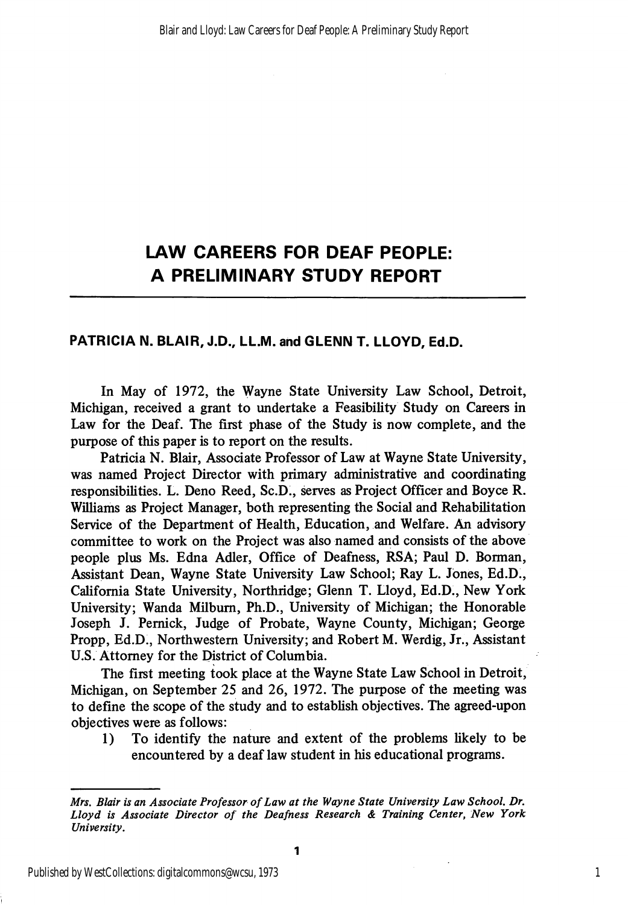# LAW CAREERS FOR DEAF PEOPLE: A PRELIMINARY STUDY REPORT

**PATRICIA N. BLAIR, J.D., LL.M. and GLENN T. LLOYD, Ed.D.**

In May of 1972, the Wayne State University Law School, Detroit, Michigan, received a grant to undertake a Feasibility Study on Careers in Law for the Deaf. The first phase of the Study is now complete, and the purpose of this paper is to report on the results.

Patricia N. Blair, Associate Professor of Law at Wayne State University, was named Project Director with primary administrative and coordinating responsibilities. L. Deno Reed, Sc.D., serves as Project Officer and Boyce R. Williams as Project Manager, both representing the Social and Rehabilitation Service of the Department of Health, Education, and Welfare. An advisory committee to work on the Project was also named and consists of the above people plus Ms. Edna Adler, Office of Deafness, RSA; Paul D. Borman, Assistant Dean, Wayne State University Law School; Ray L. Jones, Ed.D., California State University, Northridge; Glenn T. Lloyd, Ed.D., New York University; Wanda Milburn, Ph.D., University of Michigan; the Honorable Joseph J. Pernick, Judge of Probate, Wayne County, Michigan; George Propp, Ed.D., Northwestern University; and Robert M. Werdig, Jr., Assistant U.S. Attorney for the District of Columbia.

The first meeting took place at the Wayne State Law School in Detroit, Michigan, on September 25 and 26, 1972. The purpose of the meeting was to define the scope of the study and to establish objectives. The agreed-upon objectives were as follows:

1) To identify the nature and extent of the problems likely to be encountered by a deaf law student in his educational programs.

*Mrs. Blair is an Associate Professor of Law at the Wayne State University Law School. Dr. Lloyd is Associate Director of the Deafness Research & Training Center, New York University.*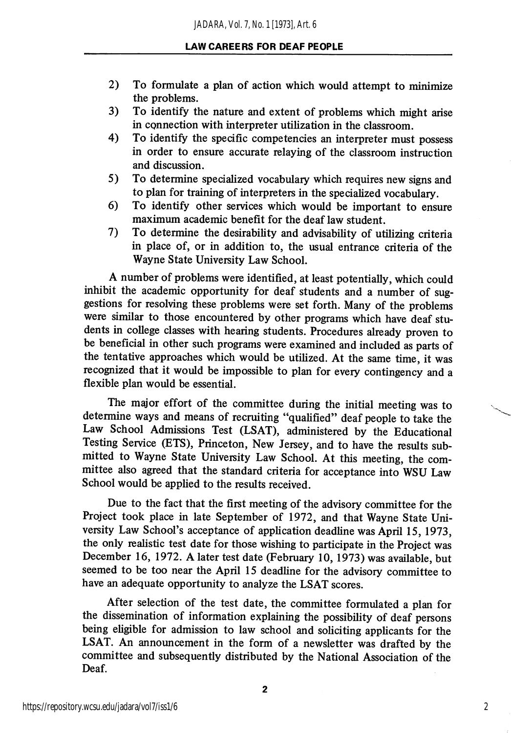2) To formulate a plan of action which would attempt to minimize the problems.
3) To identify the nature and extent of problems which might arise in connection with interpreter utilization in the classroom.
4) To identify the specific competencies an interpreter must possess in order to ensure accurate relaying of the classroom instruction and discussion.
5) To determine specialized vocabulary which requires new signs and to plan for training of interpreters in the specialized vocabulary.
6) To identify other services which would be important to ensure maximum academic benefit for the deaf law student.
7) To determine the desirability and advisability of utilizing criteria in place of, or in addition to, the usual entrance criteria of the Wayne State University Law School.

A number of problems were identified, at least potentially, which could inhibit the academic opportunity for deaf students and a number of suggestions for resolving these problems were set forth. Many of the problems were similar to those encountered by other programs which have deaf students in college classes with hearing students. Procedures already proven to be beneficial in other such programs were examined and included as parts of the tentative approaches which would be utilized. At the same time, it was recognized that it would be impossible to plan for every contingency and a flexible plan would be essential.

The major effort of the committee during the initial meeting was to determine ways and means of recruiting "qualified" deaf people to take the Law School Admissions Test (LSAT), administered by the Educational Testing Service (ETS), Princeton, New Jersey, and to have the results submitted to Wayne State University Law School. At this meeting, the committee also agreed that the standard criteria for acceptance into WSU Law School would be applied to the results received.

Due to the fact that the first meeting of the advisory committee for the Project took place in late September of 1972, and that Wayne State University Law School's acceptance of application deadline was April 15, 1973, the only realistic test date for those wishing to participate in the Project was December 16, 1972. A later test date (February 10, 1973) was available, but seemed to be too near the April 15 deadline for the advisory committee to have an adequate opportunity to analyze the LSAT scores.

After selection of the test date, the committee formulated a plan for the dissemination of information explaining the possibility of deaf persons being eligible for admission to law school and soliciting applicants for the LSAT. An announcement in the form of a newsletter was drafted by the committee and subsequently distributed by the National Association of the Deaf.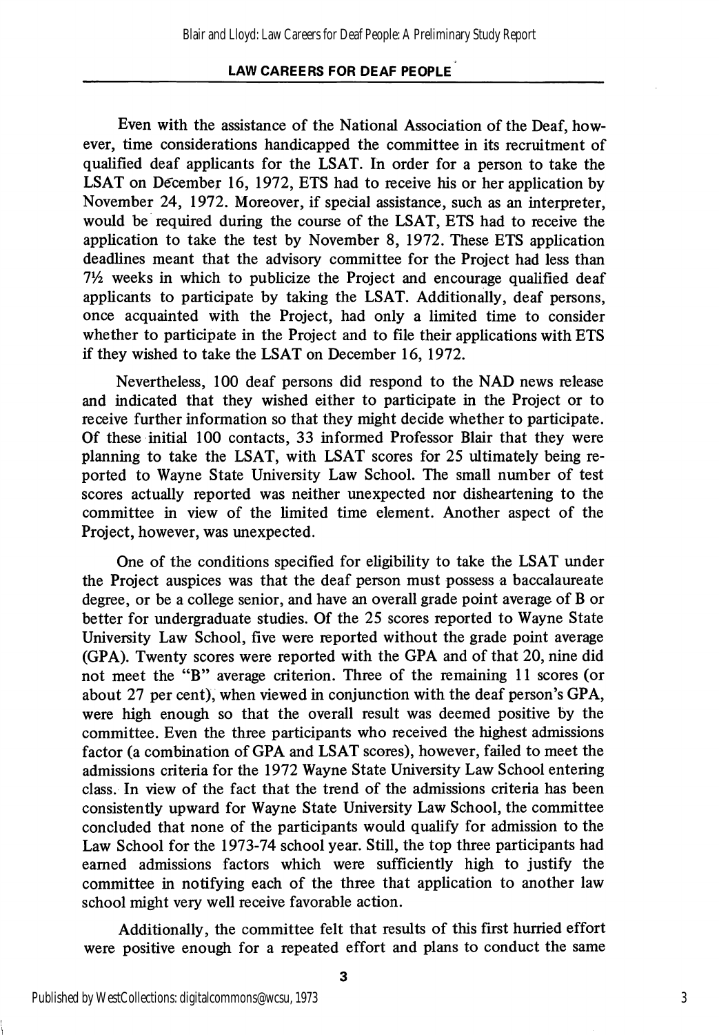Even with the assistance of the National Association of the Deaf, however, time considerations handicapped the committee in its recruitment of qualified deaf applicants for the LSAT. In order for a person to take the LSAT on December 16, 1972, ETS had to receive his or her application by November 24, 1972. Moreover, if special assistance, such as an interpreter, would be required during the course of the LSAT, ETS had to receive the application to take the test by November 8, 1972. These ETS application deadlines meant that the advisory committee for the Project had less than 7½ weeks in which to publicize the Project and encourage qualified deaf applicants to participate by taking the LSAT. Additionally, deaf persons, once acquainted with the Project, had only a limited time to consider whether to participate in the Project and to file their applications with ETS if they wished to take the LSAT on December 16, 1972.

Nevertheless, 100 deaf persons did respond to the NAD news release and indicated that they wished either to participate in the Project or to receive further information so that they might decide whether to participate. Of these initial 100 contacts, 33 informed Professor Blair that they were planning to take the LSAT, with LSAT scores for 25 ultimately being reported to Wayne State University Law School. The small number of test scores actually reported was neither unexpected nor disheartening to the committee in view of the limited time element. Another aspect of the Project, however, was unexpected.

One of the conditions specified for eligibility to take the LSAT under the Project auspices was that the deaf person must possess a baccalaureate degree, or be a college senior, and have an overall grade point average of B or better for undergraduate studies. Of the 25 scores reported to Wayne State University Law School, five were reported without the grade point average (GPA). Twenty scores were reported with the GPA and of that 20, nine did not meet the "B" average criterion. Three of the remaining 11 scores (or about 27 per cent), when viewed in conjunction with the deaf person's GPA, were high enough so that the overall result was deemed positive by the committee. Even the three participants who received the highest admissions factor (a combination of GPA and LSAT scores), however, failed to meet the admissions criteria for the 1972 Wayne State University Law School entering class. In view of the fact that the trend of the admissions criteria has been consistently upward for Wayne State University Law School, the committee concluded that none of the participants would qualify for admission to the Law School for the 1973-74 school year. Still, the top three participants had earned admissions factors which were sufficiently high to justify the committee in notifying each of the three that application to another law school might very well receive favorable action.

Additionally, the committee felt that results of this first hurried effort were positive enough for a repeated effort and plans to conduct the same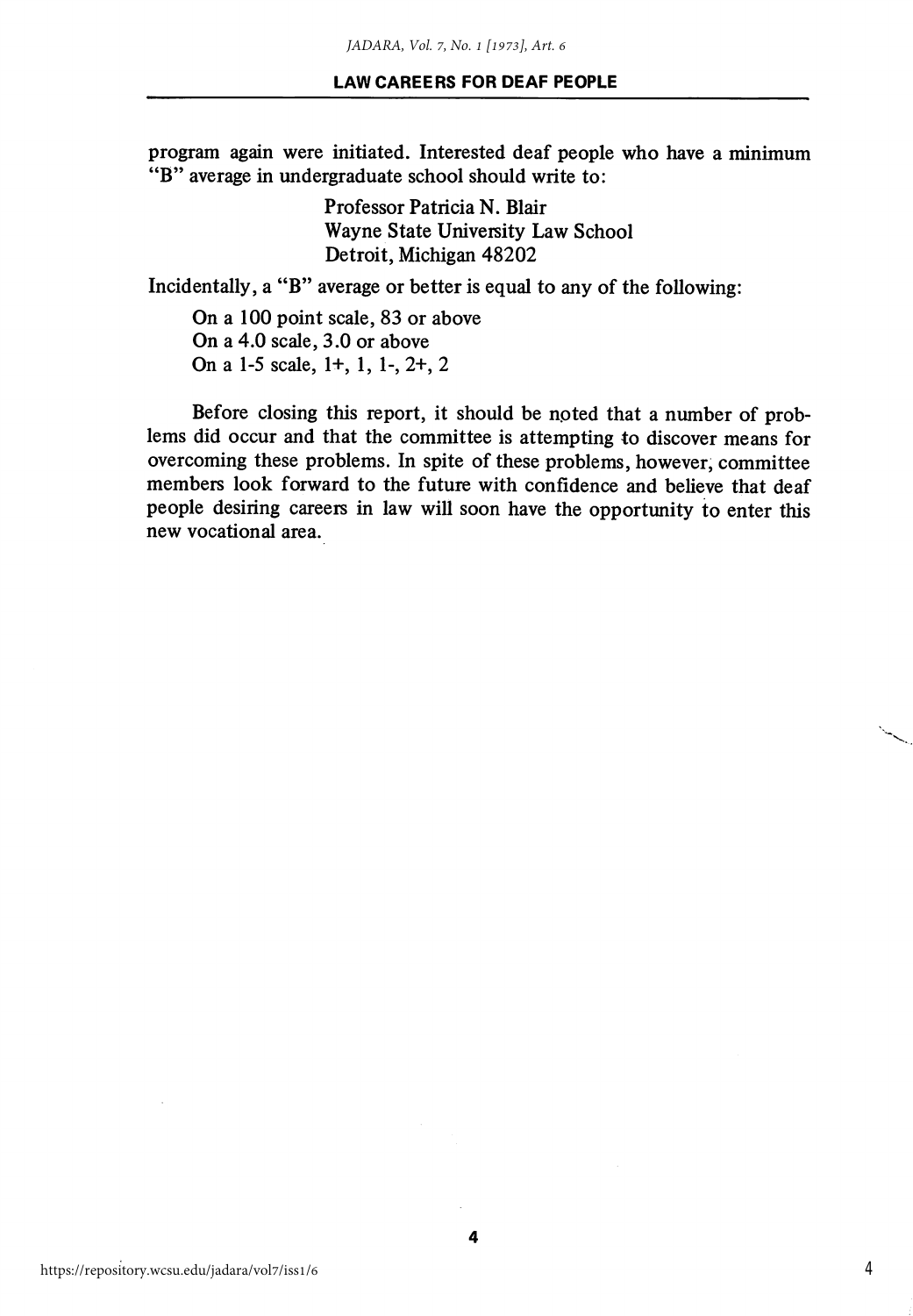program again were initiated. Interested deaf people who have a minimum "B" average in undergraduate school should write to:

> Professor Patricia N. Blair
> Wayne State University Law School
> Detroit, Michigan 48202

Incidentally, a "B" average or better is equal to any of the following:

> On a 100 point scale, 83 or above
> On a 4.0 scale, 3.0 or above
> On a 1-5 scale, 1+, 1, 1-, 2+, 2

Before closing this report, it should be noted that a number of problems did occur and that the committee is attempting to discover means for overcoming these problems. In spite of these problems, however, committee members look forward to the future with confidence and believe that deaf people desiring careers in law will soon have the opportunity to enter this new vocational area.